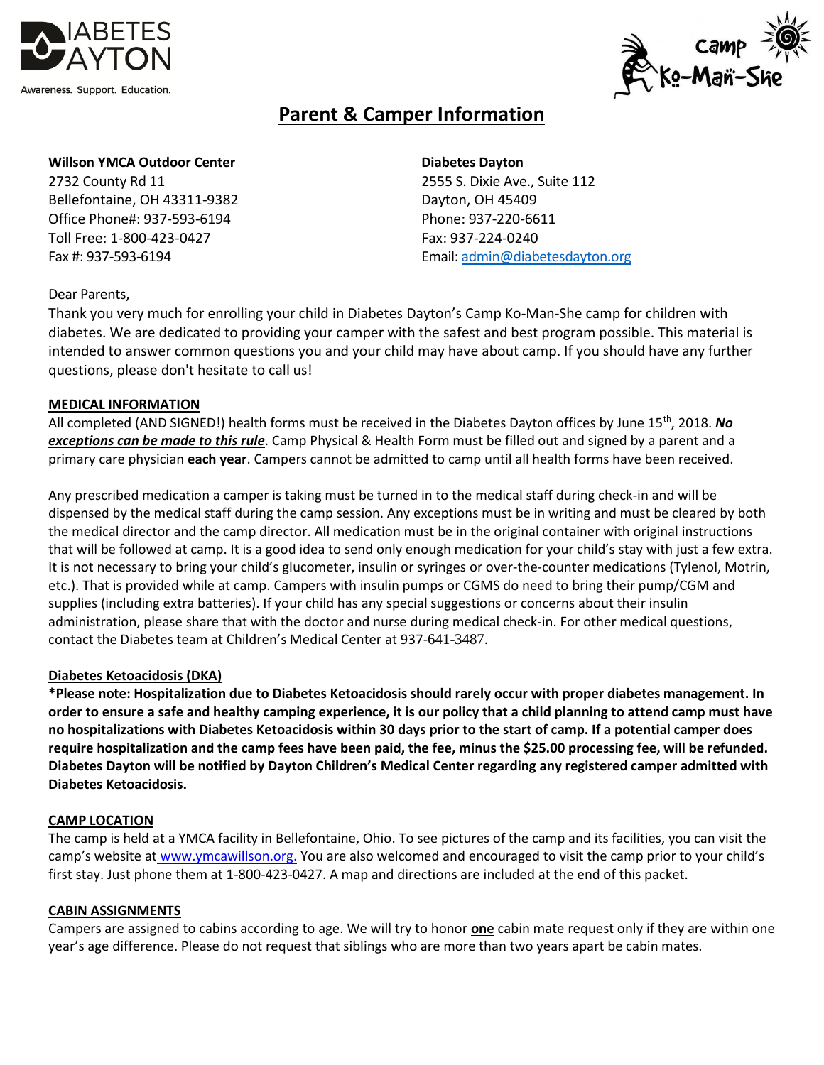DIABETES DAYTON

Awareness. Support. Education.

Camp Ko-Man-She

# Parent & Camper Information

**Willson YMCA Outdoor Center**
2732 County Rd 11
Bellefontaine, OH 43311-9382
Office Phone#: 937-593-6194
Toll Free: 1-800-423-0427
Fax #: 937-593-6194

**Diabetes Dayton**
2555 S. Dixie Ave., Suite 112
Dayton, OH 45409
Phone: 937-220-6611
Fax: 937-224-0240
Email: admin@diabetesdayton.org

Dear Parents,

Thank you very much for enrolling your child in Diabetes Dayton's Camp Ko-Man-She camp for children with diabetes. We are dedicated to providing your camper with the safest and best program possible. This material is intended to answer common questions you and your child may have about camp. If you should have any further questions, please don't hesitate to call us!

## MEDICAL INFORMATION

All completed (AND SIGNED!) health forms must be received in the Diabetes Dayton offices by June 15th, 2018. ***No exceptions can be made to this rule***. Camp Physical & Health Form must be filled out and signed by a parent and a primary care physician **each year**. Campers cannot be admitted to camp until all health forms have been received.

Any prescribed medication a camper is taking must be turned in to the medical staff during check-in and will be dispensed by the medical staff during the camp session. Any exceptions must be in writing and must be cleared by both the medical director and the camp director. All medication must be in the original container with original instructions that will be followed at camp. It is a good idea to send only enough medication for your child's stay with just a few extra. It is not necessary to bring your child's glucometer, insulin or syringes or over-the-counter medications (Tylenol, Motrin, etc.). That is provided while at camp. Campers with insulin pumps or CGMS do need to bring their pump/CGM and supplies (including extra batteries). If your child has any special suggestions or concerns about their insulin administration, please share that with the doctor and nurse during medical check-in. For other medical questions, contact the Diabetes team at Children's Medical Center at 937-641-3487.

## Diabetes Ketoacidosis (DKA)

**\*Please note: Hospitalization due to Diabetes Ketoacidosis should rarely occur with proper diabetes management. In order to ensure a safe and healthy camping experience, it is our policy that a child planning to attend camp must have no hospitalizations with Diabetes Ketoacidosis within 30 days prior to the start of camp. If a potential camper does require hospitalization and the camp fees have been paid, the fee, minus the $25.00 processing fee, will be refunded. Diabetes Dayton will be notified by Dayton Children's Medical Center regarding any registered camper admitted with Diabetes Ketoacidosis.**

## CAMP LOCATION

The camp is held at a YMCA facility in Bellefontaine, Ohio. To see pictures of the camp and its facilities, you can visit the camp's website at www.ymcawillson.org. You are also welcomed and encouraged to visit the camp prior to your child's first stay. Just phone them at 1-800-423-0427. A map and directions are included at the end of this packet.

## CABIN ASSIGNMENTS

Campers are assigned to cabins according to age. We will try to honor **one** cabin mate request only if they are within one year's age difference. Please do not request that siblings who are more than two years apart be cabin mates.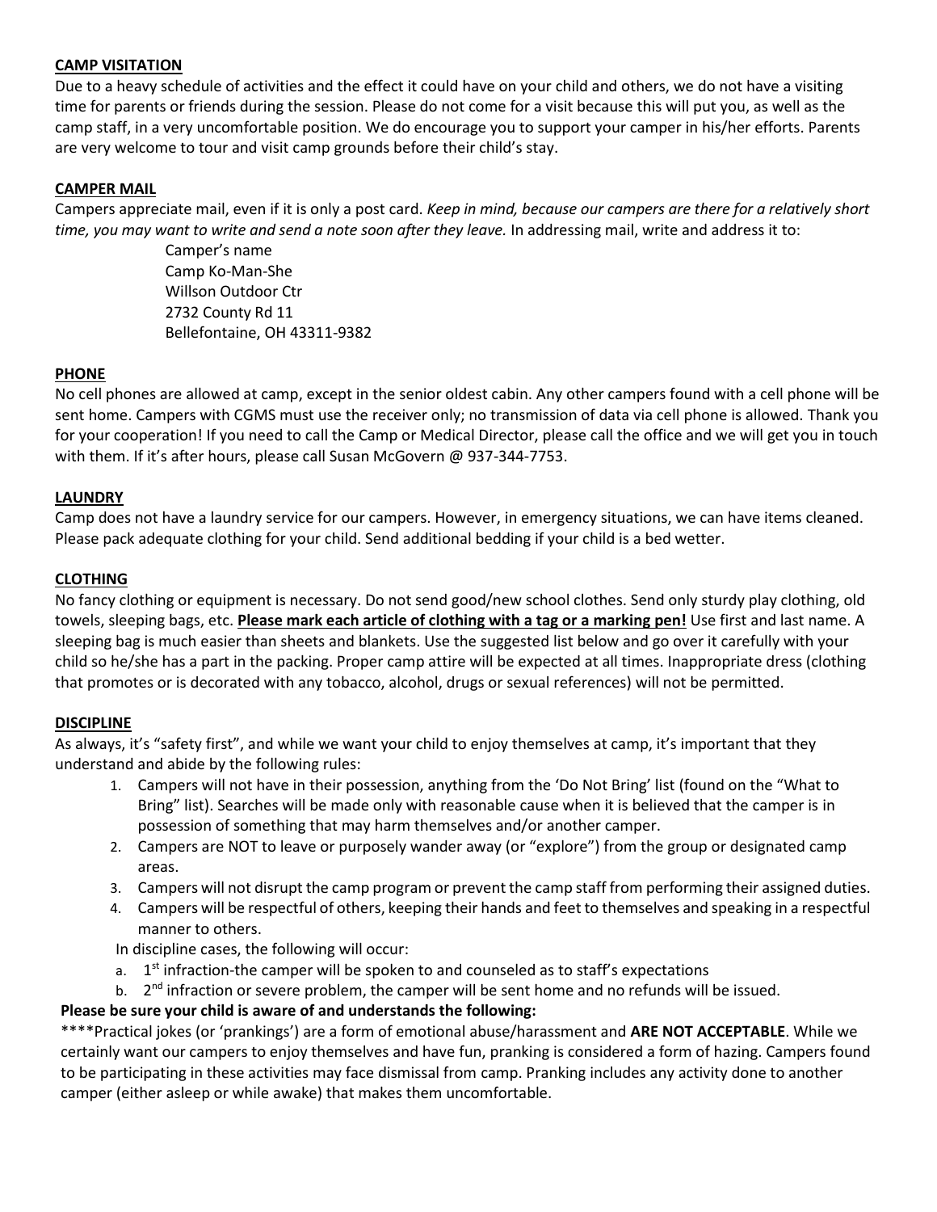## CAMP VISITATION

Due to a heavy schedule of activities and the effect it could have on your child and others, we do not have a visiting time for parents or friends during the session. Please do not come for a visit because this will put you, as well as the camp staff, in a very uncomfortable position. We do encourage you to support your camper in his/her efforts. Parents are very welcome to tour and visit camp grounds before their child's stay.

## CAMPER MAIL

Campers appreciate mail, even if it is only a post card. *Keep in mind, because our campers are there for a relatively short time, you may want to write and send a note soon after they leave.* In addressing mail, write and address it to:

Camper's name
Camp Ko-Man-She
Willson Outdoor Ctr
2732 County Rd 11
Bellefontaine, OH 43311-9382

## PHONE

No cell phones are allowed at camp, except in the senior oldest cabin. Any other campers found with a cell phone will be sent home. Campers with CGMS must use the receiver only; no transmission of data via cell phone is allowed. Thank you for your cooperation! If you need to call the Camp or Medical Director, please call the office and we will get you in touch with them. If it's after hours, please call Susan McGovern @ 937-344-7753.

## LAUNDRY

Camp does not have a laundry service for our campers. However, in emergency situations, we can have items cleaned. Please pack adequate clothing for your child. Send additional bedding if your child is a bed wetter.

## CLOTHING

No fancy clothing or equipment is necessary. Do not send good/new school clothes. Send only sturdy play clothing, old towels, sleeping bags, etc. **Please mark each article of clothing with a tag or a marking pen!** Use first and last name. A sleeping bag is much easier than sheets and blankets. Use the suggested list below and go over it carefully with your child so he/she has a part in the packing. Proper camp attire will be expected at all times. Inappropriate dress (clothing that promotes or is decorated with any tobacco, alcohol, drugs or sexual references) will not be permitted.

## DISCIPLINE

As always, it's "safety first", and while we want your child to enjoy themselves at camp, it's important that they understand and abide by the following rules:

1. Campers will not have in their possession, anything from the 'Do Not Bring' list (found on the "What to Bring" list). Searches will be made only with reasonable cause when it is believed that the camper is in possession of something that may harm themselves and/or another camper.
2. Campers are NOT to leave or purposely wander away (or "explore") from the group or designated camp areas.
3. Campers will not disrupt the camp program or prevent the camp staff from performing their assigned duties.
4. Campers will be respectful of others, keeping their hands and feet to themselves and speaking in a respectful manner to others.

In discipline cases, the following will occur:

a. 1st infraction-the camper will be spoken to and counseled as to staff's expectations
b. 2nd infraction or severe problem, the camper will be sent home and no refunds will be issued.

**Please be sure your child is aware of and understands the following:**

****Practical jokes (or 'prankings') are a form of emotional abuse/harassment and **ARE NOT ACCEPTABLE**. While we certainly want our campers to enjoy themselves and have fun, pranking is considered a form of hazing. Campers found to be participating in these activities may face dismissal from camp. Pranking includes any activity done to another camper (either asleep or while awake) that makes them uncomfortable.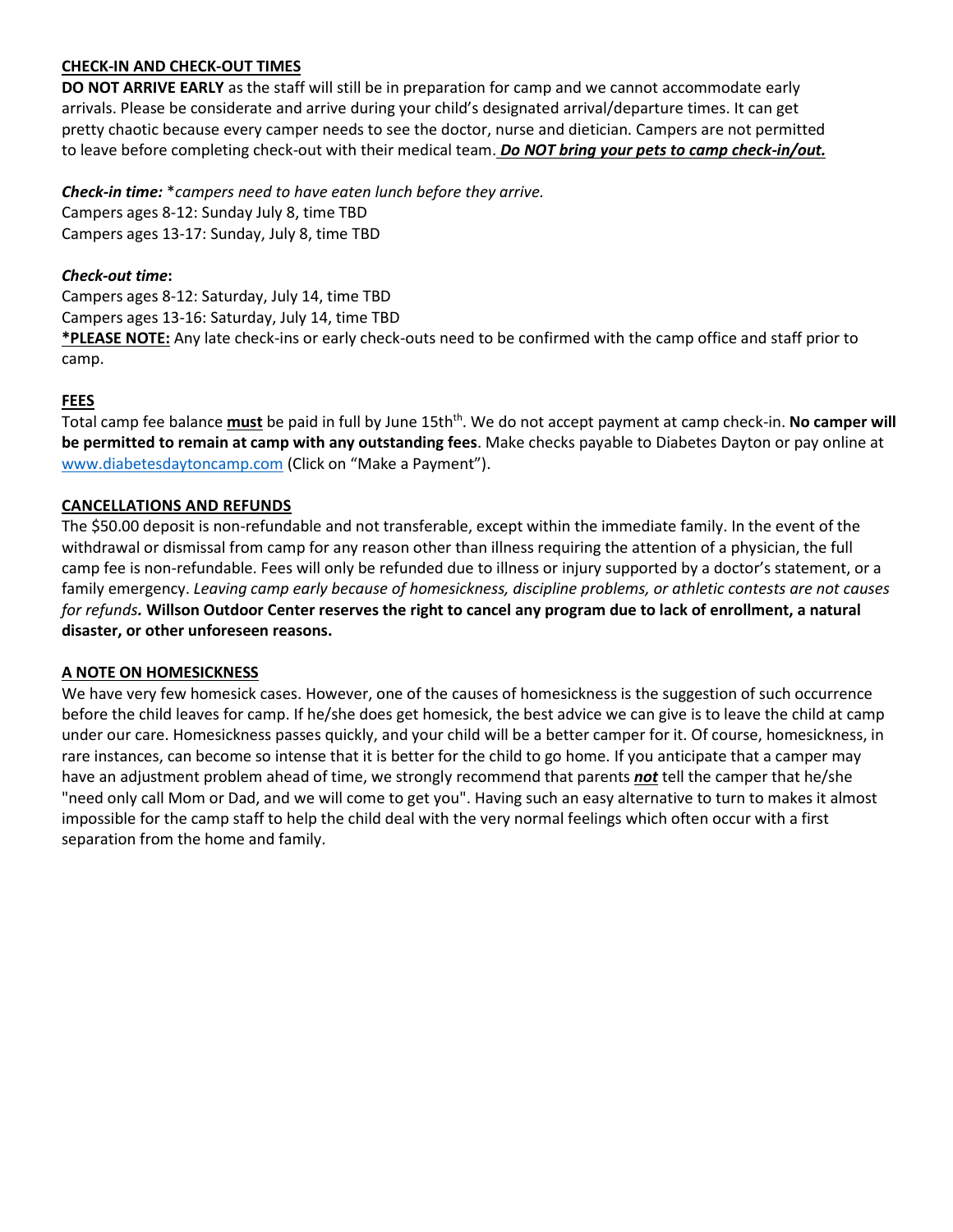**CHECK-IN AND CHECK-OUT TIMES**

**DO NOT ARRIVE EARLY** as the staff will still be in preparation for camp and we cannot accommodate early arrivals. Please be considerate and arrive during your child's designated arrival/departure times. It can get pretty chaotic because every camper needs to see the doctor, nurse and dietician. Campers are not permitted to leave before completing check-out with their medical team. ***Do NOT bring your pets to camp check-in/out.***

***Check-in time:*** **campers need to have eaten lunch before they arrive.*

Campers ages 8-12: Sunday July 8, time TBD
Campers ages 13-17: Sunday, July 8, time TBD

***Check-out time*:**

Campers ages 8-12: Saturday, July 14, time TBD
Campers ages 13-16: Saturday, July 14, time TBD
**\*PLEASE NOTE:** Any late check-ins or early check-outs need to be confirmed with the camp office and staff prior to camp.

**FEES**

Total camp fee balance **must** be paid in full by June 15th[th]. We do not accept payment at camp check-in. **No camper will be permitted to remain at camp with any outstanding fees**. Make checks payable to Diabetes Dayton or pay online at www.diabetesdaytoncamp.com (Click on "Make a Payment").

**CANCELLATIONS AND REFUNDS**

The $50.00 deposit is non-refundable and not transferable, except within the immediate family. In the event of the withdrawal or dismissal from camp for any reason other than illness requiring the attention of a physician, the full camp fee is non-refundable. Fees will only be refunded due to illness or injury supported by a doctor's statement, or a family emergency. *Leaving camp early because of homesickness, discipline problems, or athletic contests are not causes for refunds.* **Willson Outdoor Center reserves the right to cancel any program due to lack of enrollment, a natural disaster, or other unforeseen reasons.**

**A NOTE ON HOMESICKNESS**

We have very few homesick cases. However, one of the causes of homesickness is the suggestion of such occurrence before the child leaves for camp. If he/she does get homesick, the best advice we can give is to leave the child at camp under our care. Homesickness passes quickly, and your child will be a better camper for it. Of course, homesickness, in rare instances, can become so intense that it is better for the child to go home. If you anticipate that a camper may have an adjustment problem ahead of time, we strongly recommend that parents ***not*** tell the camper that he/she "need only call Mom or Dad, and we will come to get you". Having such an easy alternative to turn to makes it almost impossible for the camp staff to help the child deal with the very normal feelings which often occur with a first separation from the home and family.